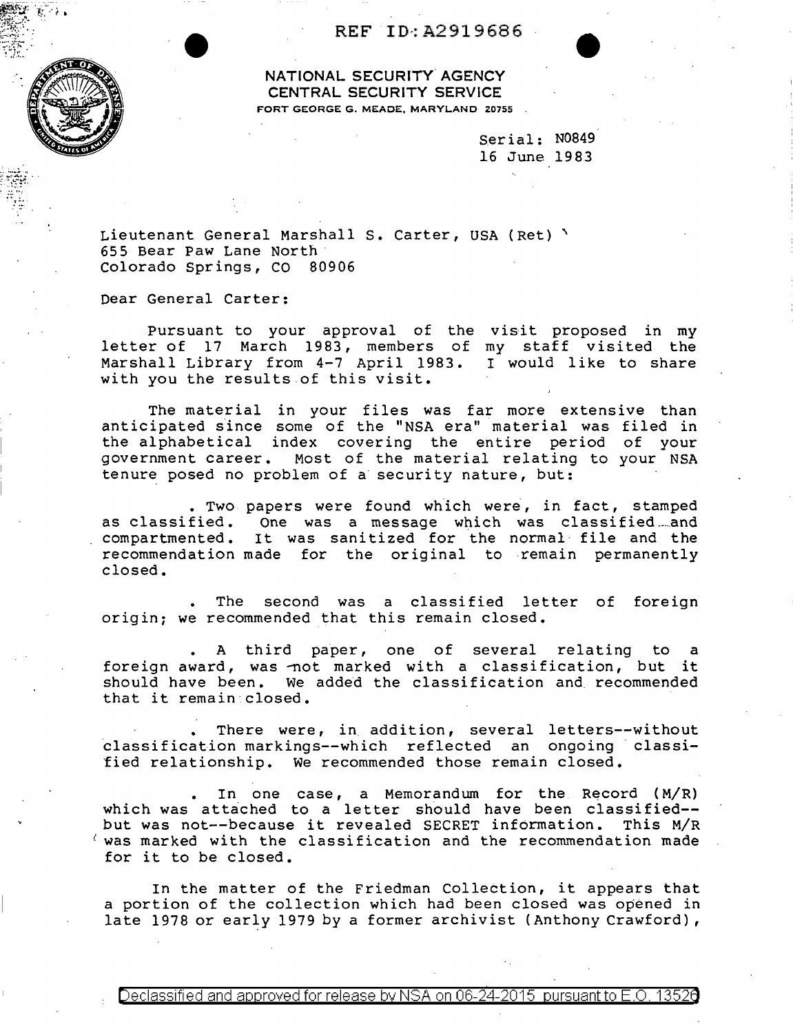REF ID:A2919686

NATIONAL SECURITY AGENCY
CENTRAL SECURITY SERVICE
FORT GEORGE G. MEADE, MARYLAND 20755

Serial: N0849
16 June 1983

Lieutenant General Marshall S. Carter, USA (Ret)
655 Bear Paw Lane North
Colorado Springs, CO 80906

Dear General Carter:

Pursuant to your approval of the visit proposed in my letter of 17 March 1983, members of my staff visited the Marshall Library from 4-7 April 1983. I would like to share with you the results of this visit.

The material in your files was far more extensive than anticipated since some of the "NSA era" material was filed in the alphabetical index covering the entire period of your government career. Most of the material relating to your NSA tenure posed no problem of a security nature, but:

. Two papers were found which were, in fact, stamped as classified. One was a message which was classified and compartmented. It was sanitized for the normal file and the recommendation made for the original to remain permanently closed.

. The second was a classified letter of foreign origin; we recommended that this remain closed.

. A third paper, one of several relating to a foreign award, was not marked with a classification, but it should have been. We added the classification and recommended that it remain closed.

. There were, in addition, several letters--without classification markings--which reflected an ongoing classified relationship. We recommended those remain closed.

. In one case, a Memorandum for the Record (M/R) which was attached to a letter should have been classified--but was not--because it revealed SECRET information. This M/R was marked with the classification and the recommendation made for it to be closed.

In the matter of the Friedman Collection, it appears that a portion of the collection which had been closed was opened in late 1978 or early 1979 by a former archivist (Anthony Crawford),

Declassified and approved for release by NSA on 06-24-2015 pursuant to E.O. 13526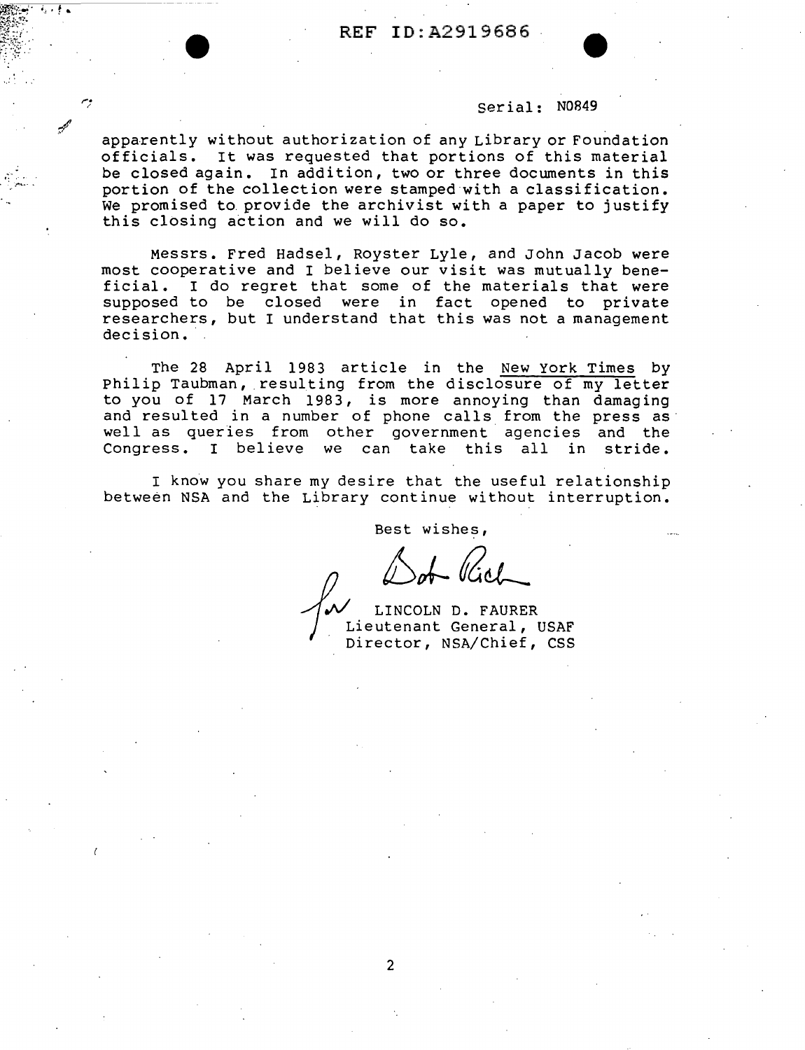Serial: N0849

apparently without authorization of any Library or Foundation officials. It was requested that portions of this material be closed again. In addition, two or three documents in this portion of the collection were stamped with a classification. We promised to provide the archivist with a paper to justify this closing action and we will do so.

Messrs. Fred Hadsel, Royster Lyle, and John Jacob were most cooperative and I believe our visit was mutually beneficial. I do regret that some of the materials that were supposed to be closed were in fact opened to private researchers, but I understand that this was not a management decision.

The 28 April 1983 article in the New York Times by Philip Taubman, resulting from the disclosure of my letter to you of 17 March 1983, is more annoying than damaging and resulted in a number of phone calls from the press as well as queries from other government agencies and the Congress. I believe we can take this all in stride.

I know you share my desire that the useful relationship between NSA and the Library continue without interruption.

Best wishes,

for Bob Rich

LINCOLN D. FAURER
Lieutenant General, USAF
Director, NSA/Chief, CSS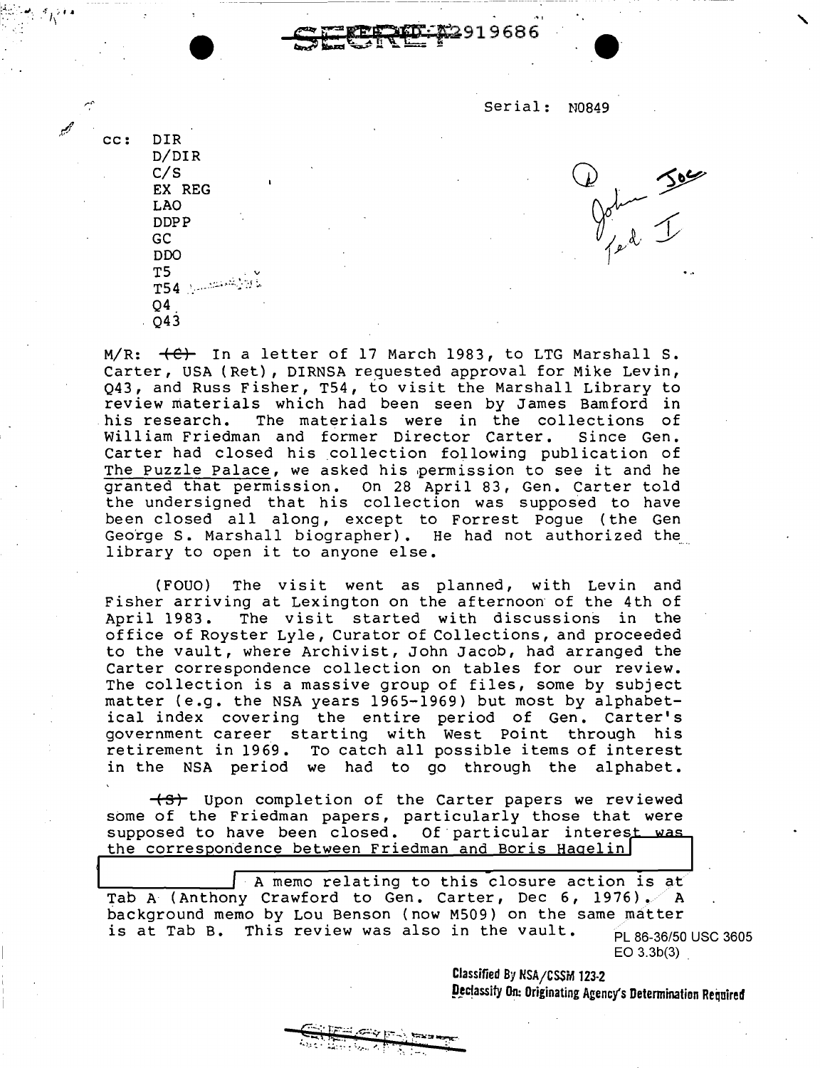SECRET A2919686

Serial: N0849

cc: DIR
D/DIR
C/S
EX REG
LAO
DDPP
GC
DDO
T5
T54
Q4
Q43

① John Joe
Ted I

M/R: ~~(C)~~ In a letter of 17 March 1983, to LTG Marshall S. Carter, USA (Ret), DIRNSA requested approval for Mike Levin, Q43, and Russ Fisher, T54, to visit the Marshall Library to review materials which had been seen by James Bamford in his research. The materials were in the collections of William Friedman and former Director Carter. Since Gen. Carter had closed his collection following publication of The Puzzle Palace, we asked his permission to see it and he granted that permission. On 28 April 83, Gen. Carter told the undersigned that his collection was supposed to have been closed all along, except to Forrest Pogue (the Gen George S. Marshall biographer). He had not authorized the library to open it to anyone else.

(FOUO) The visit went as planned, with Levin and Fisher arriving at Lexington on the afternoon of the 4th of April 1983. The visit started with discussions in the office of Royster Lyle, Curator of Collections, and proceeded to the vault, where Archivist, John Jacob, had arranged the Carter correspondence collection on tables for our review. The collection is a massive group of files, some by subject matter (e.g. the NSA years 1965-1969) but most by alphabetical index covering the entire period of Gen. Carter's government career starting with West Point through his retirement in 1969. To catch all possible items of interest in the NSA period we had to go through the alphabet.

~~(S)~~ Upon completion of the Carter papers we reviewed some of the Friedman papers, particularly those that were supposed to have been closed. Of particular interest was the correspondence between Friedman and Boris Hagelin [REDACTED] A memo relating to this closure action is at Tab A (Anthony Crawford to Gen. Carter, Dec 6, 1976). A background memo by Lou Benson (now M509) on the same matter is at Tab B. This review was also in the vault.

PL 86-36/50 USC 3605
EO 3.3b(3)

Classified By NSA/CSSM 123-2
Declassify On: Originating Agency's Determination Required

SECRET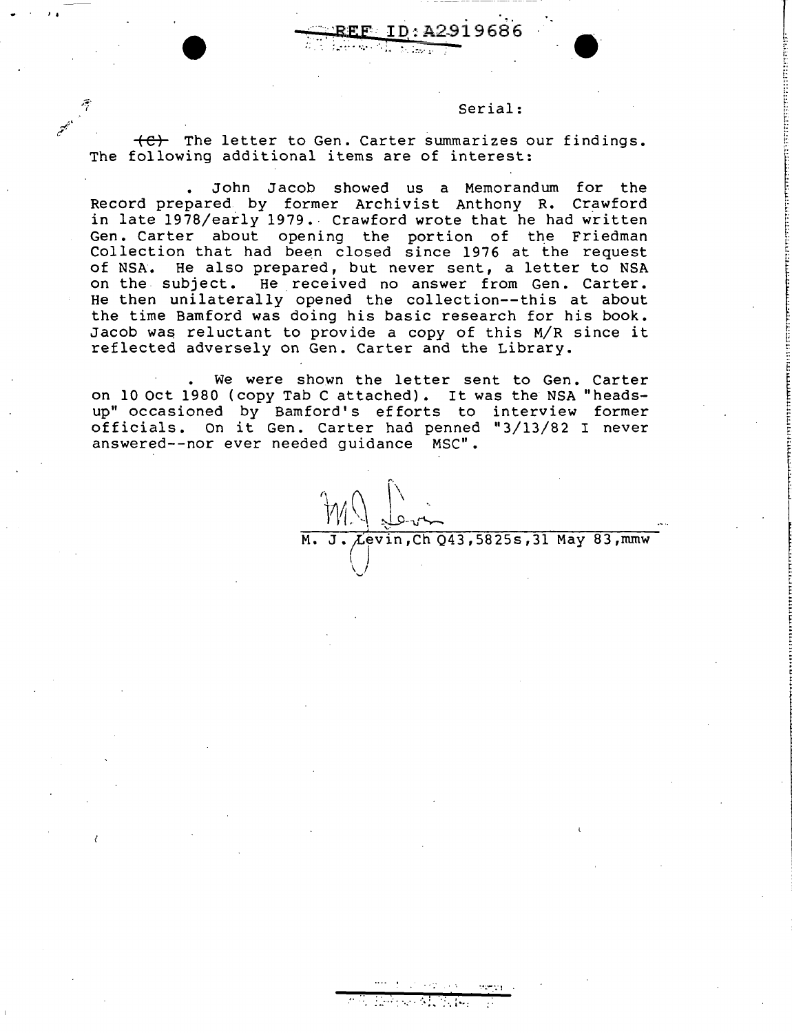REF ID:A2919686

Serial:

~~(C)~~ The letter to Gen. Carter summarizes our findings. The following additional items are of interest:

. John Jacob showed us a Memorandum for the Record prepared by former Archivist Anthony R. Crawford in late 1978/early 1979. Crawford wrote that he had written Gen. Carter about opening the portion of the Friedman Collection that had been closed since 1976 at the request of NSA. He also prepared, but never sent, a letter to NSA on the subject. He received no answer from Gen. Carter. He then unilaterally opened the collection--this at about the time Bamford was doing his basic research for his book. Jacob was reluctant to provide a copy of this M/R since it reflected adversely on Gen. Carter and the Library.

. We were shown the letter sent to Gen. Carter on 10 Oct 1980 (copy Tab C attached). It was the NSA "heads-up" occasioned by Bamford's efforts to interview former officials. On it Gen. Carter had penned "3/13/82 I never answered--nor ever needed guidance MSC".

M. J. Levin, Ch Q43, 5825s, 31 May 83, mmw